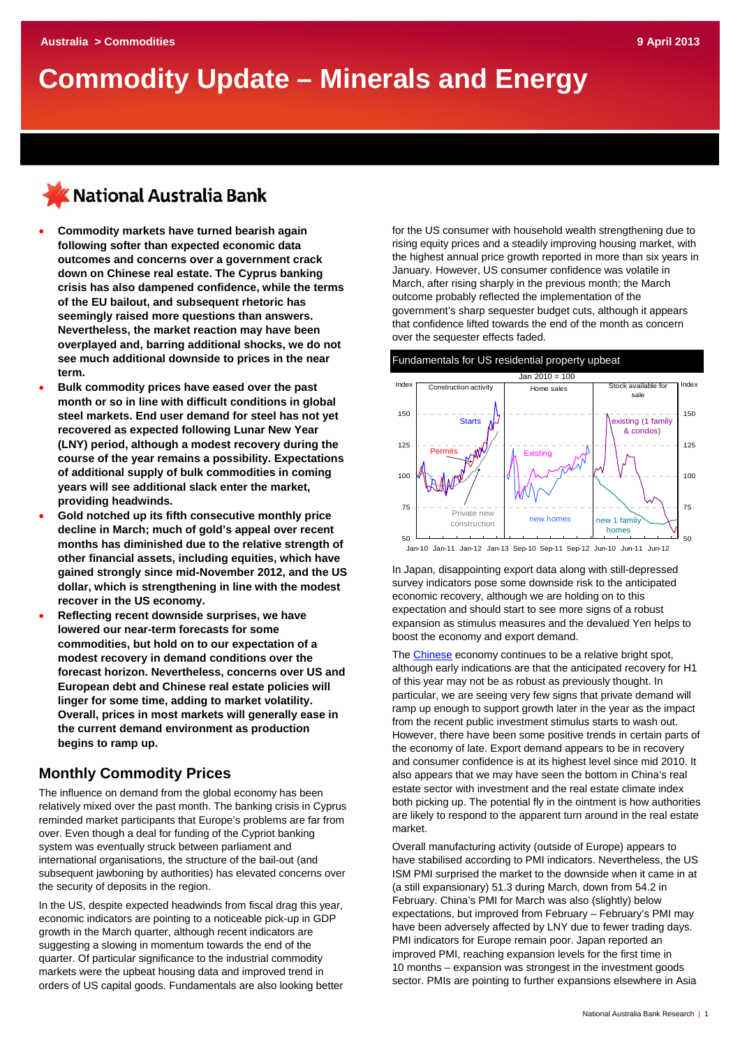Australia > Commodities

9 April 2013

# Commodity Update – Minerals and Energy

National Australia Bank

- **Commodity markets have turned bearish again following softer than expected economic data outcomes and concerns over a government crack down on Chinese real estate. The Cyprus banking crisis has also dampened confidence, while the terms of the EU bailout, and subsequent rhetoric has seemingly raised more questions than answers. Nevertheless, the market reaction may have been overplayed and, barring additional shocks, we do not see much additional downside to prices in the near term.**
- **Bulk commodity prices have eased over the past month or so in line with difficult conditions in global steel markets. End user demand for steel has not yet recovered as expected following Lunar New Year (LNY) period, although a modest recovery during the course of the year remains a possibility. Expectations of additional supply of bulk commodities in coming years will see additional slack enter the market, providing headwinds.**
- **Gold notched up its fifth consecutive monthly price decline in March; much of gold's appeal over recent months has diminished due to the relative strength of other financial assets, including equities, which have gained strongly since mid-November 2012, and the US dollar, which is strengthening in line with the modest recover in the US economy.**
- **Reflecting recent downside surprises, we have lowered our near-term forecasts for some commodities, but hold on to our expectation of a modest recovery in demand conditions over the forecast horizon. Nevertheless, concerns over US and European debt and Chinese real estate policies will linger for some time, adding to market volatility. Overall, prices in most markets will generally ease in the current demand environment as production begins to ramp up.**

## Monthly Commodity Prices

The influence on demand from the global economy has been relatively mixed over the past month. The banking crisis in Cyprus reminded market participants that Europe's problems are far from over. Even though a deal for funding of the Cypriot banking system was eventually struck between parliament and international organisations, the structure of the bail-out (and subsequent jawboning by authorities) has elevated concerns over the security of deposits in the region.

In the US, despite expected headwinds from fiscal drag this year, economic indicators are pointing to a noticeable pick-up in GDP growth in the March quarter, although recent indicators are suggesting a slowing in momentum towards the end of the quarter. Of particular significance to the industrial commodity markets were the upbeat housing data and improved trend in orders of US capital goods. Fundamentals are also looking better for the US consumer with household wealth strengthening due to rising equity prices and a steadily improving housing market, with the highest annual price growth reported in more than six years in January. However, US consumer confidence was volatile in March, after rising sharply in the previous month; the March outcome probably reflected the implementation of the government's sharp sequester budget cuts, although it appears that confidence lifted towards the end of the month as concern over the sequester effects faded.

Fundamentals for US residential property upbeat

In Japan, disappointing export data along with still-depressed survey indicators pose some downside risk to the anticipated economic recovery, although we are holding on to this expectation and should start to see more signs of a robust expansion as stimulus measures and the devalued Yen helps to boost the economy and export demand.

The Chinese economy continues to be a relative bright spot, although early indications are that the anticipated recovery for H1 of this year may not be as robust as previously thought. In particular, we are seeing very few signs that private demand will ramp up enough to support growth later in the year as the impact from the recent public investment stimulus starts to wash out. However, there have been some positive trends in certain parts of the economy of late. Export demand appears to be in recovery and consumer confidence is at its highest level since mid 2010. It also appears that we may have seen the bottom in China's real estate sector with investment and the real estate climate index both picking up. The potential fly in the ointment is how authorities are likely to respond to the apparent turn around in the real estate market.

Overall manufacturing activity (outside of Europe) appears to have stabilised according to PMI indicators. Nevertheless, the US ISM PMI surprised the market to the downside when it came in at (a still expansionary) 51.3 during March, down from 54.2 in February. China's PMI for March was also (slightly) below expectations, but improved from February – February's PMI may have been adversely affected by LNY due to fewer trading days. PMI indicators for Europe remain poor. Japan reported an improved PMI, reaching expansion levels for the first time in 10 months – expansion was strongest in the investment goods sector. PMIs are pointing to further expansions elsewhere in Asia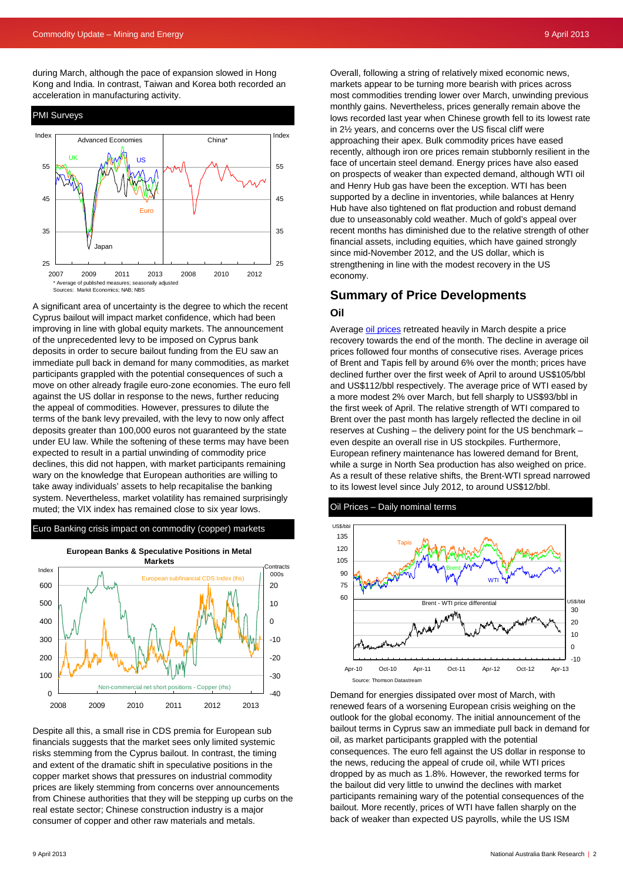during March, although the pace of expansion slowed in Hong Kong and India. In contrast, Taiwan and Korea both recorded an acceleration in manufacturing activity.

PMI Surveys

\* Average of published measures; seasonally adjusted
Sources: Markit Economics; NAB; NBS

A significant area of uncertainty is the degree to which the recent Cyprus bailout will impact market confidence, which had been improving in line with global equity markets. The announcement of the unprecedented levy to be imposed on Cyprus bank deposits in order to secure bailout funding from the EU saw an immediate pull back in demand for many commodities, as market participants grappled with the potential consequences of such a move on other already fragile euro-zone economies. The euro fell against the US dollar in response to the news, further reducing the appeal of commodities. However, pressures to dilute the terms of the bank levy prevailed, with the levy to now only affect deposits greater than 100,000 euros not guaranteed by the state under EU law. While the softening of these terms may have been expected to result in a partial unwinding of commodity price declines, this did not happen, with market participants remaining wary on the knowledge that European authorities are willing to take away individuals' assets to help recapitalise the banking system. Nevertheless, market volatility has remained surprisingly muted; the VIX index has remained close to six year lows.

Euro Banking crisis impact on commodity (copper) markets

Despite all this, a small rise in CDS premia for European sub financials suggests that the market sees only limited systemic risks stemming from the Cyprus bailout. In contrast, the timing and extent of the dramatic shift in speculative positions in the copper market shows that pressures on industrial commodity prices are likely stemming from concerns over announcements from Chinese authorities that they will be stepping up curbs on the real estate sector; Chinese construction industry is a major consumer of copper and other raw materials and metals.

Overall, following a string of relatively mixed economic news, markets appear to be turning more bearish with prices across most commodities trending lower over March, unwinding previous monthly gains. Nevertheless, prices generally remain above the lows recorded last year when Chinese growth fell to its lowest rate in 2½ years, and concerns over the US fiscal cliff were approaching their apex. Bulk commodity prices have eased recently, although iron ore prices remain stubbornly resilient in the face of uncertain steel demand. Energy prices have also eased on prospects of weaker than expected demand, although WTI oil and Henry Hub gas have been the exception. WTI has been supported by a decline in inventories, while balances at Henry Hub have also tightened on flat production and robust demand due to unseasonably cold weather. Much of gold's appeal over recent months has diminished due to the relative strength of other financial assets, including equities, which have gained strongly since mid-November 2012, and the US dollar, which is strengthening in line with the modest recovery in the US economy.

## Summary of Price Developments

### Oil

Average oil prices retreated heavily in March despite a price recovery towards the end of the month. The decline in average oil prices followed four months of consecutive rises. Average prices of Brent and Tapis fell by around 6% over the month; prices have declined further over the first week of April to around US$105/bbl and US$112/bbl respectively. The average price of WTI eased by a more modest 2% over March, but fell sharply to US$93/bbl in the first week of April. The relative strength of WTI compared to Brent over the past month has largely reflected the decline in oil reserves at Cushing – the delivery point for the US benchmark – even despite an overall rise in US stockpiles. Furthermore, European refinery maintenance has lowered demand for Brent, while a surge in North Sea production has also weighed on price. As a result of these relative shifts, the Brent-WTI spread narrowed to its lowest level since July 2012, to around US$12/bbl.

Oil Prices – Daily nominal terms

Source: Thomson Datastream

Demand for energies dissipated over most of March, with renewed fears of a worsening European crisis weighing on the outlook for the global economy. The initial announcement of the bailout terms in Cyprus saw an immediate pull back in demand for oil, as market participants grappled with the potential consequences. The euro fell against the US dollar in response to the news, reducing the appeal of crude oil, while WTI prices dropped by as much as 1.8%. However, the reworked terms for the bailout did very little to unwind the declines with market participants remaining wary of the potential consequences of the bailout. More recently, prices of WTI have fallen sharply on the back of weaker than expected US payrolls, while the US ISM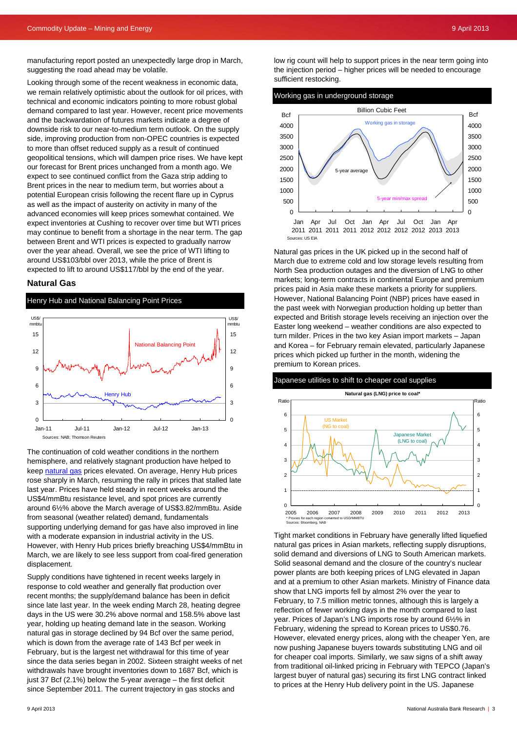manufacturing report posted an unexpectedly large drop in March, suggesting the road ahead may be volatile.

Looking through some of the recent weakness in economic data, we remain relatively optimistic about the outlook for oil prices, with technical and economic indicators pointing to more robust global demand compared to last year. However, recent price movements and the backwardation of futures markets indicate a degree of downside risk to our near-to-medium term outlook. On the supply side, improving production from non-OPEC countries is expected to more than offset reduced supply as a result of continued geopolitical tensions, which will dampen price rises. We have kept our forecast for Brent prices unchanged from a month ago. We expect to see continued conflict from the Gaza strip adding to Brent prices in the near to medium term, but worries about a potential European crisis following the recent flare up in Cyprus as well as the impact of austerity on activity in many of the advanced economies will keep prices somewhat contained. We expect inventories at Cushing to recover over time but WTI prices may continue to benefit from a shortage in the near term. The gap between Brent and WTI prices is expected to gradually narrow over the year ahead. Overall, we see the price of WTI lifting to around US$103/bbl over 2013, while the price of Brent is expected to lift to around US$117/bbl by the end of the year.

## Natural Gas

**Henry Hub and National Balancing Point Prices**

Sources: NAB; Thomson Reuters

The continuation of cold weather conditions in the northern hemisphere, and relatively stagnant production have helped to keep natural gas prices elevated. On average, Henry Hub prices rose sharply in March, resuming the rally in prices that stalled late last year. Prices have held steady in recent weeks around the US$4/mmBtu resistance level, and spot prices are currently around 6½% above the March average of US$3.82/mmBtu. Aside from seasonal (weather related) demand, fundamentals supporting underlying demand for gas have also improved in line with a moderate expansion in industrial activity in the US. However, with Henry Hub prices briefly breaching US$4/mmBtu in March, we are likely to see less support from coal-fired generation displacement.

Supply conditions have tightened in recent weeks largely in response to cold weather and generally flat production over recent months; the supply/demand balance has been in deficit since late last year. In the week ending March 28, heating degree days in the US were 30.2% above normal and 158.5% above last year, holding up heating demand late in the season. Working natural gas in storage declined by 94 Bcf over the same period, which is down from the average rate of 143 Bcf per week in February, but is the largest net withdrawal for this time of year since the data series began in 2002. Sixteen straight weeks of net withdrawals have brought inventories down to 1687 Bcf, which is just 37 Bcf (2.1%) below the 5-year average – the first deficit since September 2011. The current trajectory in gas stocks and low rig count will help to support prices in the near term going into the injection period – higher prices will be needed to encourage sufficient restocking.

**Working gas in underground storage**

Sources: US EIA

Natural gas prices in the UK picked up in the second half of March due to extreme cold and low storage levels resulting from North Sea production outages and the diversion of LNG to other markets; long-term contracts in continental Europe and premium prices paid in Asia make these markets a priority for suppliers. However, National Balancing Point (NBP) prices have eased in the past week with Norwegian production holding up better than expected and British storage levels receiving an injection over the Easter long weekend – weather conditions are also expected to turn milder. Prices in the two key Asian import markets – Japan and Korea – for February remain elevated, particularly Japanese prices which picked up further in the month, widening the premium to Korean prices.

**Japanese utilities to shift to cheaper coal supplies**

\* Proxies for each region converted to USD/MMBTU
Sources: Bloomberg, NAB

Tight market conditions in February have generally lifted liquefied natural gas prices in Asian markets, reflecting supply disruptions, solid demand and diversions of LNG to South American markets. Solid seasonal demand and the closure of the country's nuclear power plants are both keeping prices of LNG elevated in Japan and at a premium to other Asian markets. Ministry of Finance data show that LNG imports fell by almost 2% over the year to February, to 7.5 million metric tonnes, although this is largely a reflection of fewer working days in the month compared to last year. Prices of Japan's LNG imports rose by around 6½% in February, widening the spread to Korean prices to US$0.76. However, elevated energy prices, along with the cheaper Yen, are now pushing Japanese buyers towards substituting LNG and oil for cheaper coal imports. Similarly, we saw signs of a shift away from traditional oil-linked pricing in February with TEPCO (Japan's largest buyer of natural gas) securing its first LNG contract linked to prices at the Henry Hub delivery point in the US. Japanese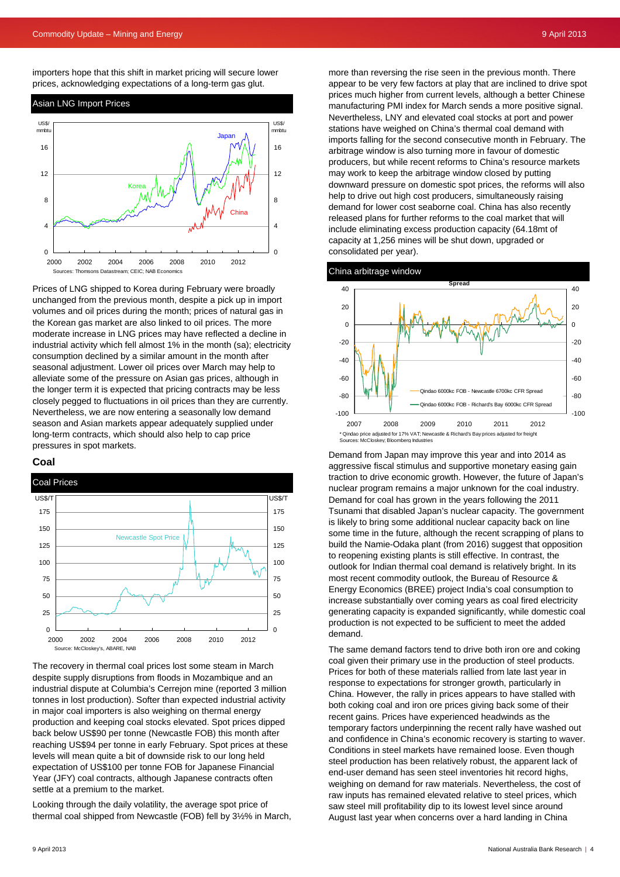importers hope that this shift in market pricing will secure lower prices, acknowledging expectations of a long-term gas glut.

**Asian LNG Import Prices**

Sources: Thomsons Datastream; CEIC; NAB Economics

Prices of LNG shipped to Korea during February were broadly unchanged from the previous month, despite a pick up in import volumes and oil prices during the month; prices of natural gas in the Korean gas market are also linked to oil prices. The more moderate increase in LNG prices may have reflected a decline in industrial activity which fell almost 1% in the month (sa); electricity consumption declined by a similar amount in the month after seasonal adjustment. Lower oil prices over March may help to alleviate some of the pressure on Asian gas prices, although in the longer term it is expected that pricing contracts may be less closely pegged to fluctuations in oil prices than they are currently. Nevertheless, we are now entering a seasonally low demand season and Asian markets appear adequately supplied under long-term contracts, which should also help to cap price pressures in spot markets.

## Coal

**Coal Prices**

Source: McCloskey's, ABARE, NAB

The recovery in thermal coal prices lost some steam in March despite supply disruptions from floods in Mozambique and an industrial dispute at Columbia's Cerrejon mine (reported 3 million tonnes in lost production). Softer than expected industrial activity in major coal importers is also weighing on thermal energy production and keeping coal stocks elevated. Spot prices dipped back below US$90 per tonne (Newcastle FOB) this month after reaching US$94 per tonne in early February. Spot prices at these levels will mean quite a bit of downside risk to our long held expectation of US$100 per tonne FOB for Japanese Financial Year (JFY) coal contracts, although Japanese contracts often settle at a premium to the market.

Looking through the daily volatility, the average spot price of thermal coal shipped from Newcastle (FOB) fell by 3½% in March, more than reversing the rise seen in the previous month. There appear to be very few factors at play that are inclined to drive spot prices much higher from current levels, although a better Chinese manufacturing PMI index for March sends a more positive signal. Nevertheless, LNY and elevated coal stocks at port and power stations have weighed on China's thermal coal demand with imports falling for the second consecutive month in February. The arbitrage window is also turning more in favour of domestic producers, but while recent reforms to China's resource markets may work to keep the arbitrage window closed by putting downward pressure on domestic spot prices, the reforms will also help to drive out high cost producers, simultaneously raising demand for lower cost seaborne coal. China has also recently released plans for further reforms to the coal market that will include eliminating excess production capacity (64.18mt of capacity at 1,256 mines will be shut down, upgraded or consolidated per year).

**China arbitrage window**

\* Qindao price adjusted for 17% VAT; Newcastle & Richard's Bay prices adjusted for freight
Sources: McCloskey; Bloomberg Industries

Demand from Japan may improve this year and into 2014 as aggressive fiscal stimulus and supportive monetary easing gain traction to drive economic growth. However, the future of Japan's nuclear program remains a major unknown for the coal industry. Demand for coal has grown in the years following the 2011 Tsunami that disabled Japan's nuclear capacity. The government is likely to bring some additional nuclear capacity back on line some time in the future, although the recent scrapping of plans to build the Namie-Odaka plant (from 2016) suggest that opposition to reopening existing plants is still effective. In contrast, the outlook for Indian thermal coal demand is relatively bright. In its most recent commodity outlook, the Bureau of Resource & Energy Economics (BREE) project India's coal consumption to increase substantially over coming years as coal fired electricity generating capacity is expanded significantly, while domestic coal production is not expected to be sufficient to meet the added demand.

The same demand factors tend to drive both iron ore and coking coal given their primary use in the production of steel products. Prices for both of these materials rallied from late last year in response to expectations for stronger growth, particularly in China. However, the rally in prices appears to have stalled with both coking coal and iron ore prices giving back some of their recent gains. Prices have experienced headwinds as the temporary factors underpinning the recent rally have washed out and confidence in China's economic recovery is starting to waver. Conditions in steel markets have remained loose. Even though steel production has been relatively robust, the apparent lack of end-user demand has seen steel inventories hit record highs, weighing on demand for raw materials. Nevertheless, the cost of raw inputs has remained elevated relative to steel prices, which saw steel mill profitability dip to its lowest level since around August last year when concerns over a hard landing in China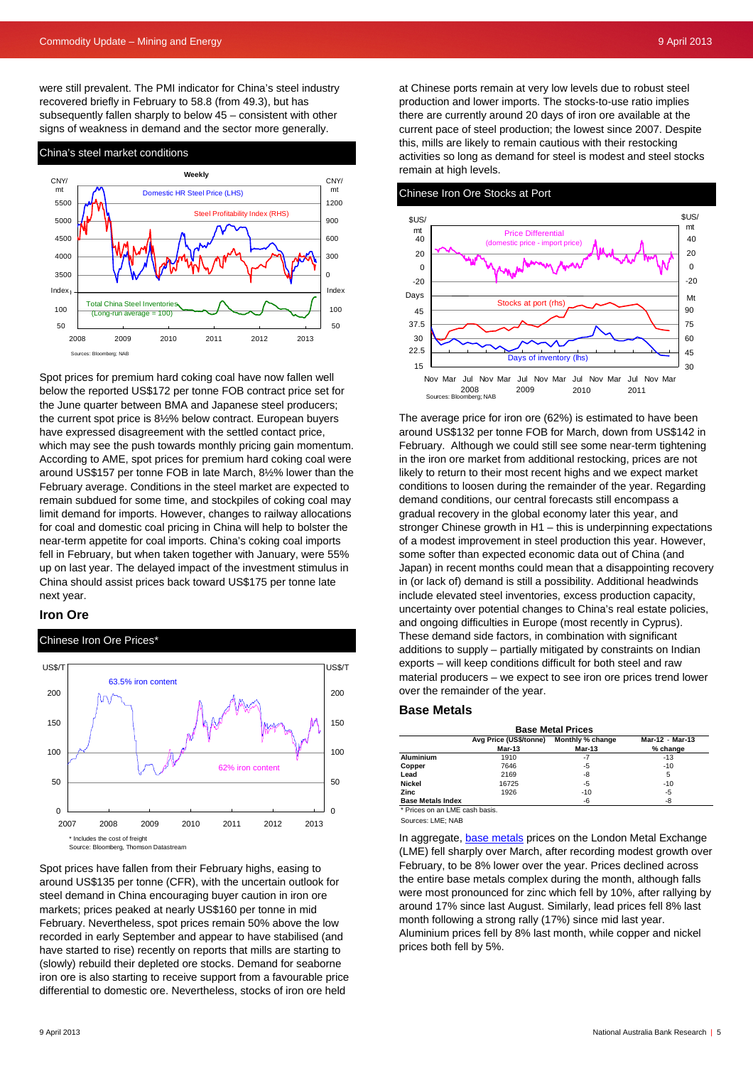were still prevalent. The PMI indicator for China's steel industry recovered briefly in February to 58.8 (from 49.3), but has subsequently fallen sharply to below 45 – consistent with other signs of weakness in demand and the sector more generally.

China's steel market conditions

Sources: Bloomberg; NAB

Spot prices for premium hard coking coal have now fallen well below the reported US$172 per tonne FOB contract price set for the June quarter between BMA and Japanese steel producers; the current spot price is 8½% below contract. European buyers have expressed disagreement with the settled contact price, which may see the push towards monthly pricing gain momentum. According to AME, spot prices for premium hard coking coal were around US$157 per tonne FOB in late March, 8½% lower than the February average. Conditions in the steel market are expected to remain subdued for some time, and stockpiles of coking coal may limit demand for imports. However, changes to railway allocations for coal and domestic coal pricing in China will help to bolster the near-term appetite for coal imports. China's coking coal imports fell in February, but when taken together with January, were 55% up on last year. The delayed impact of the investment stimulus in China should assist prices back toward US$175 per tonne late next year.

### Iron Ore

Chinese Iron Ore Prices*

\* Includes the cost of freight
Source: Bloomberg, Thomson Datastream

Spot prices have fallen from their February highs, easing to around US$135 per tonne (CFR), with the uncertain outlook for steel demand in China encouraging buyer caution in iron ore markets; prices peaked at nearly US$160 per tonne in mid February. Nevertheless, spot prices remain 50% above the low recorded in early September and appear to have stabilised (and have started to rise) recently on reports that mills are starting to (slowly) rebuild their depleted ore stocks. Demand for seaborne iron ore is also starting to receive support from a favourable price differential to domestic ore. Nevertheless, stocks of iron ore held at Chinese ports remain at very low levels due to robust steel production and lower imports. The stocks-to-use ratio implies there are currently around 20 days of iron ore available at the current pace of steel production; the lowest since 2007. Despite this, mills are likely to remain cautious with their restocking activities so long as demand for steel is modest and steel stocks remain at high levels.

Chinese Iron Ore Stocks at Port

Sources: Bloomberg; NAB

The average price for iron ore (62%) is estimated to have been around US$132 per tonne FOB for March, down from US$142 in February. Although we could still see some near-term tightening in the iron ore market from additional restocking, prices are not likely to return to their most recent highs and we expect market conditions to loosen during the remainder of the year. Regarding demand conditions, our central forecasts still encompass a gradual recovery in the global economy later this year, and stronger Chinese growth in H1 – this is underpinning expectations of a modest improvement in steel production this year. However, some softer than expected economic data out of China (and Japan) in recent months could mean that a disappointing recovery in (or lack of) demand is still a possibility. Additional headwinds include elevated steel inventories, excess production capacity, uncertainty over potential changes to China's real estate policies, and ongoing difficulties in Europe (most recently in Cyprus). These demand side factors, in combination with significant additions to supply – partially mitigated by constraints on Indian exports – will keep conditions difficult for both steel and raw material producers – we expect to see iron ore prices trend lower over the remainder of the year.

### Base Metals

**Base Metal Prices**

| | Avg Price (US$/tonne) Mar-13 | Monthly % change Mar-13 | Mar-12 - Mar-13 % change |
|---|---|---|---|
| **Aluminium** | 1910 | -7 | -13 |
| **Copper** | 7646 | -5 | -10 |
| **Lead** | 2169 | -8 | 5 |
| **Nickel** | 16725 | -5 | -10 |
| **Zinc** | 1926 | -10 | -5 |
| **Base Metals Index** | | -6 | -8 |

\* Prices on an LME cash basis.

Sources: LME; NAB

In aggregate, base metals prices on the London Metal Exchange (LME) fell sharply over March, after recording modest growth over February, to be 8% lower over the year. Prices declined across the entire base metals complex during the month, although falls were most pronounced for zinc which fell by 10%, after rallying by around 17% since last August. Similarly, lead prices fell 8% last month following a strong rally (17%) since mid last year. Aluminium prices fell by 8% last month, while copper and nickel prices both fell by 5%.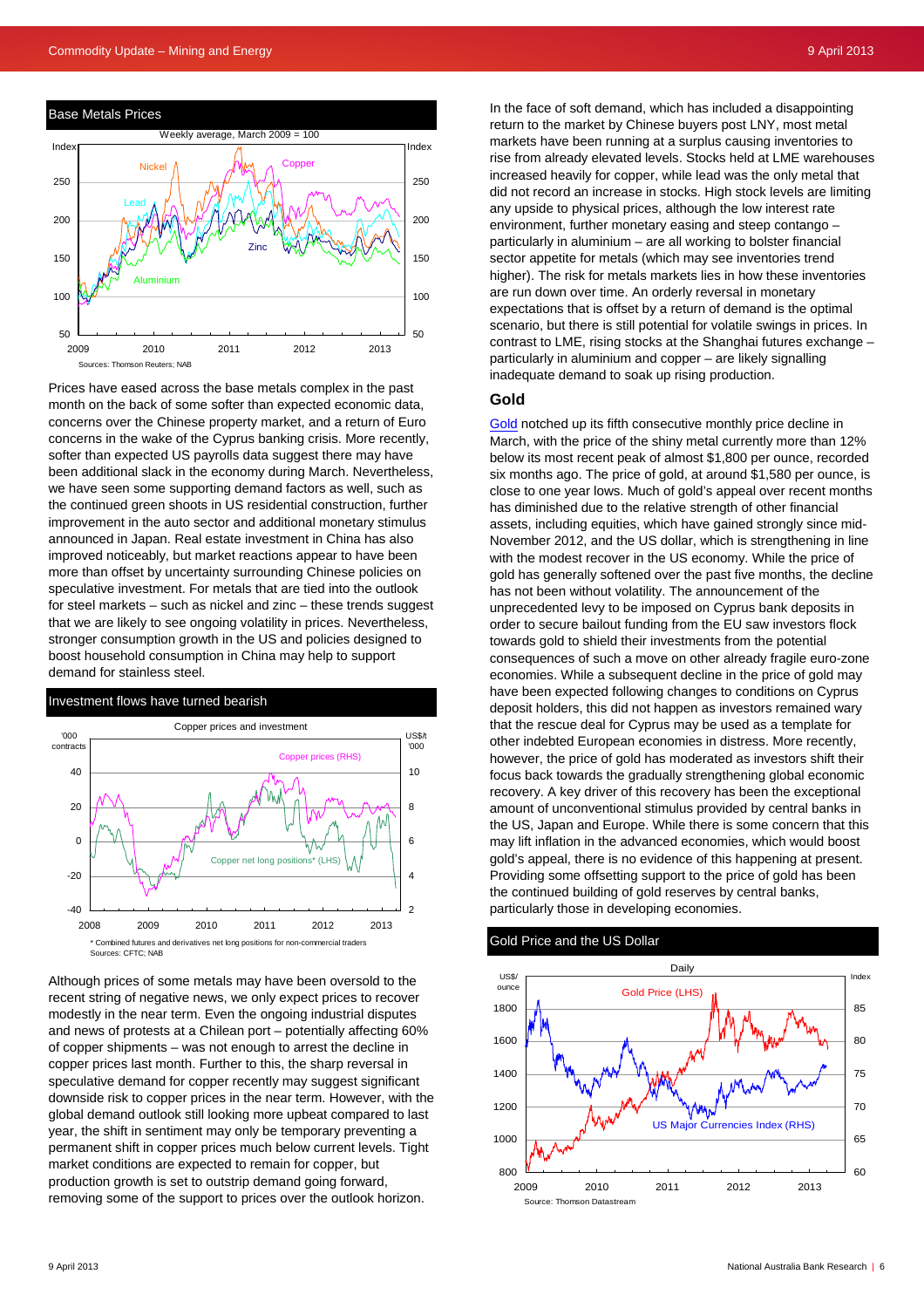**Base Metals Prices**

Weekly average, March 2009 = 100

Sources: Thomson Reuters; NAB

Prices have eased across the base metals complex in the past month on the back of some softer than expected economic data, concerns over the Chinese property market, and a return of Euro concerns in the wake of the Cyprus banking crisis. More recently, softer than expected US payrolls data suggest there may have been additional slack in the economy during March. Nevertheless, we have seen some supporting demand factors as well, such as the continued green shoots in US residential construction, further improvement in the auto sector and additional monetary stimulus announced in Japan. Real estate investment in China has also improved noticeably, but market reactions appear to have been more than offset by uncertainty surrounding Chinese policies on speculative investment. For metals that are tied into the outlook for steel markets – such as nickel and zinc – these trends suggest that we are likely to see ongoing volatility in prices. Nevertheless, stronger consumption growth in the US and policies designed to boost household consumption in China may help to support demand for stainless steel.

**Investment flows have turned bearish**

Copper prices and investment

\* Combined futures and derivatives net long positions for non-commercial traders
Sources: CFTC; NAB

Although prices of some metals may have been oversold to the recent string of negative news, we only expect prices to recover modestly in the near term. Even the ongoing industrial disputes and news of protests at a Chilean port – potentially affecting 60% of copper shipments – was not enough to arrest the decline in copper prices last month. Further to this, the sharp reversal in speculative demand for copper recently may suggest significant downside risk to copper prices in the near term. However, with the global demand outlook still looking more upbeat compared to last year, the shift in sentiment may only be temporary preventing a permanent shift in copper prices much below current levels. Tight market conditions are expected to remain for copper, but production growth is set to outstrip demand going forward, removing some of the support to prices over the outlook horizon.

In the face of soft demand, which has included a disappointing return to the market by Chinese buyers post LNY, most metal markets have been running at a surplus causing inventories to rise from already elevated levels. Stocks held at LME warehouses increased heavily for copper, while lead was the only metal that did not record an increase in stocks. High stock levels are limiting any upside to physical prices, although the low interest rate environment, further monetary easing and steep contango – particularly in aluminium – are all working to bolster financial sector appetite for metals (which may see inventories trend higher). The risk for metals markets lies in how these inventories are run down over time. An orderly reversal in monetary expectations that is offset by a return of demand is the optimal scenario, but there is still potential for volatile swings in prices. In contrast to LME, rising stocks at the Shanghai futures exchange – particularly in aluminium and copper – are likely signalling inadequate demand to soak up rising production.

## Gold

Gold notched up its fifth consecutive monthly price decline in March, with the price of the shiny metal currently more than 12% below its most recent peak of almost $1,800 per ounce, recorded six months ago. The price of gold, at around $1,580 per ounce, is close to one year lows. Much of gold's appeal over recent months has diminished due to the relative strength of other financial assets, including equities, which have gained strongly since mid-November 2012, and the US dollar, which is strengthening in line with the modest recover in the US economy. While the price of gold has generally softened over the past five months, the decline has not been without volatility. The announcement of the unprecedented levy to be imposed on Cyprus bank deposits in order to secure bailout funding from the EU saw investors flock towards gold to shield their investments from the potential consequences of such a move on other already fragile euro-zone economies. While a subsequent decline in the price of gold may have been expected following changes to conditions on Cyprus deposit holders, this did not happen as investors remained wary that the rescue deal for Cyprus may be used as a template for other indebted European economies in distress. More recently, however, the price of gold has moderated as investors shift their focus back towards the gradually strengthening global economic recovery. A key driver of this recovery has been the exceptional amount of unconventional stimulus provided by central banks in the US, Japan and Europe. While there is some concern that this may lift inflation in the advanced economies, which would boost gold's appeal, there is no evidence of this happening at present. Providing some offsetting support to the price of gold has been the continued building of gold reserves by central banks, particularly those in developing economies.

**Gold Price and the US Dollar**

Daily

Source: Thomson Datastream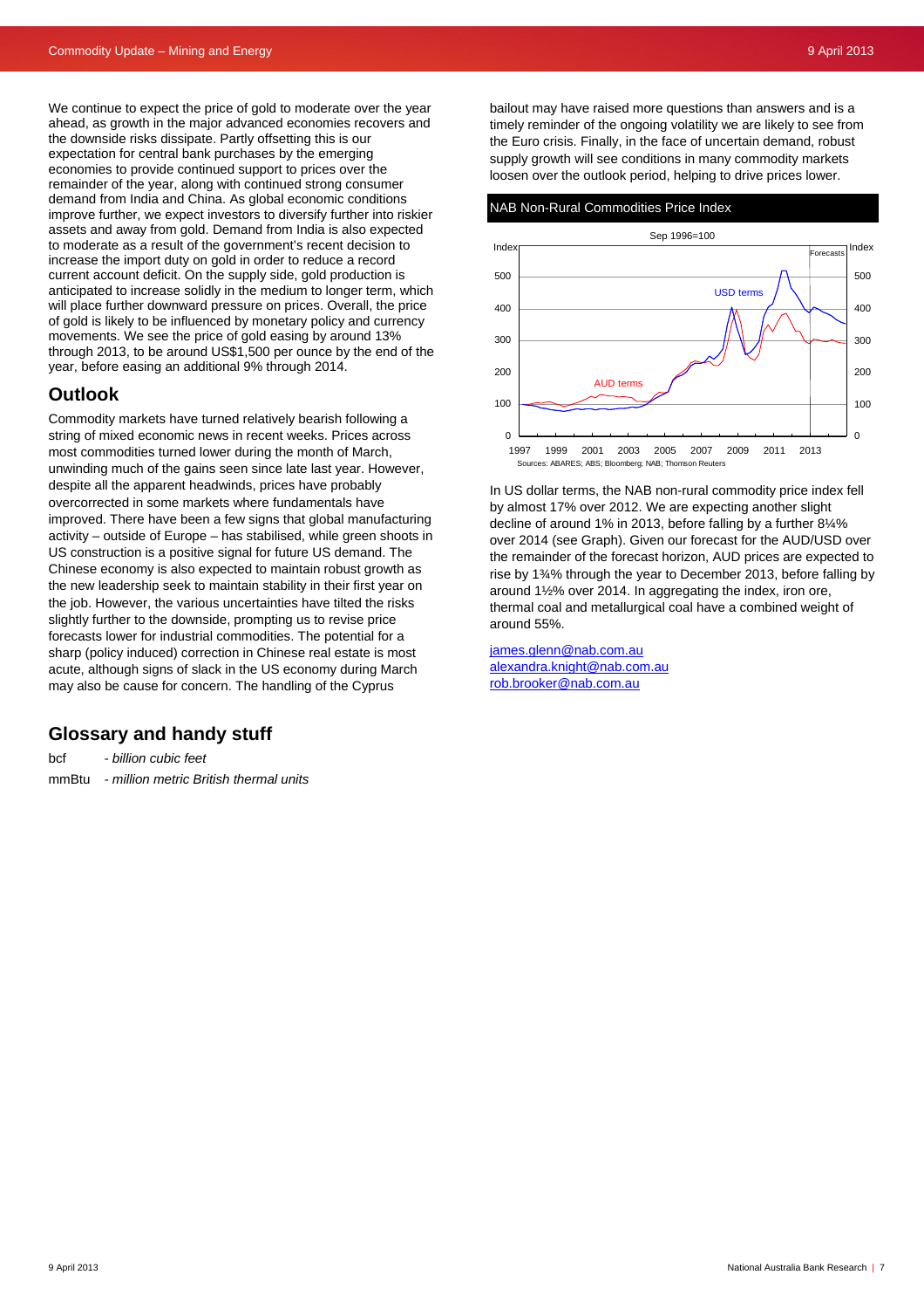We continue to expect the price of gold to moderate over the year ahead, as growth in the major advanced economies recovers and the downside risks dissipate. Partly offsetting this is our expectation for central bank purchases by the emerging economies to provide continued support to prices over the remainder of the year, along with continued strong consumer demand from India and China. As global economic conditions improve further, we expect investors to diversify further into riskier assets and away from gold. Demand from India is also expected to moderate as a result of the government's recent decision to increase the import duty on gold in order to reduce a record current account deficit. On the supply side, gold production is anticipated to increase solidly in the medium to longer term, which will place further downward pressure on prices. Overall, the price of gold is likely to be influenced by monetary policy and currency movements. We see the price of gold easing by around 13% through 2013, to be around US$1,500 per ounce by the end of the year, before easing an additional 9% through 2014.

## Outlook

Commodity markets have turned relatively bearish following a string of mixed economic news in recent weeks. Prices across most commodities turned lower during the month of March, unwinding much of the gains seen since late last year. However, despite all the apparent headwinds, prices have probably overcorrected in some markets where fundamentals have improved. There have been a few signs that global manufacturing activity – outside of Europe – has stabilised, while green shoots in US construction is a positive signal for future US demand. The Chinese economy is also expected to maintain robust growth as the new leadership seek to maintain stability in their first year on the job. However, the various uncertainties have tilted the risks slightly further to the downside, prompting us to revise price forecasts lower for industrial commodities. The potential for a sharp (policy induced) correction in Chinese real estate is most acute, although signs of slack in the US economy during March may also be cause for concern. The handling of the Cyprus bailout may have raised more questions than answers and is a timely reminder of the ongoing volatility we are likely to see from the Euro crisis. Finally, in the face of uncertain demand, robust supply growth will see conditions in many commodity markets loosen over the outlook period, helping to drive prices lower.

**NAB Non-Rural Commodities Price Index**

Sep 1996=100

Sources: ABARES; ABS; Bloomberg; NAB; Thomson Reuters

In US dollar terms, the NAB non-rural commodity price index fell by almost 17% over 2012. We are expecting another slight decline of around 1% in 2013, before falling by a further 8¼% over 2014 (see Graph). Given our forecast for the AUD/USD over the remainder of the forecast horizon, AUD prices are expected to rise by 1¾% through the year to December 2013, before falling by around 1½% over 2014. In aggregating the index, iron ore, thermal coal and metallurgical coal have a combined weight of around 55%.

james.glenn@nab.com.au
alexandra.knight@nab.com.au
rob.brooker@nab.com.au

## Glossary and handy stuff

bcf - *billion cubic feet*

mmBtu - *million metric British thermal units*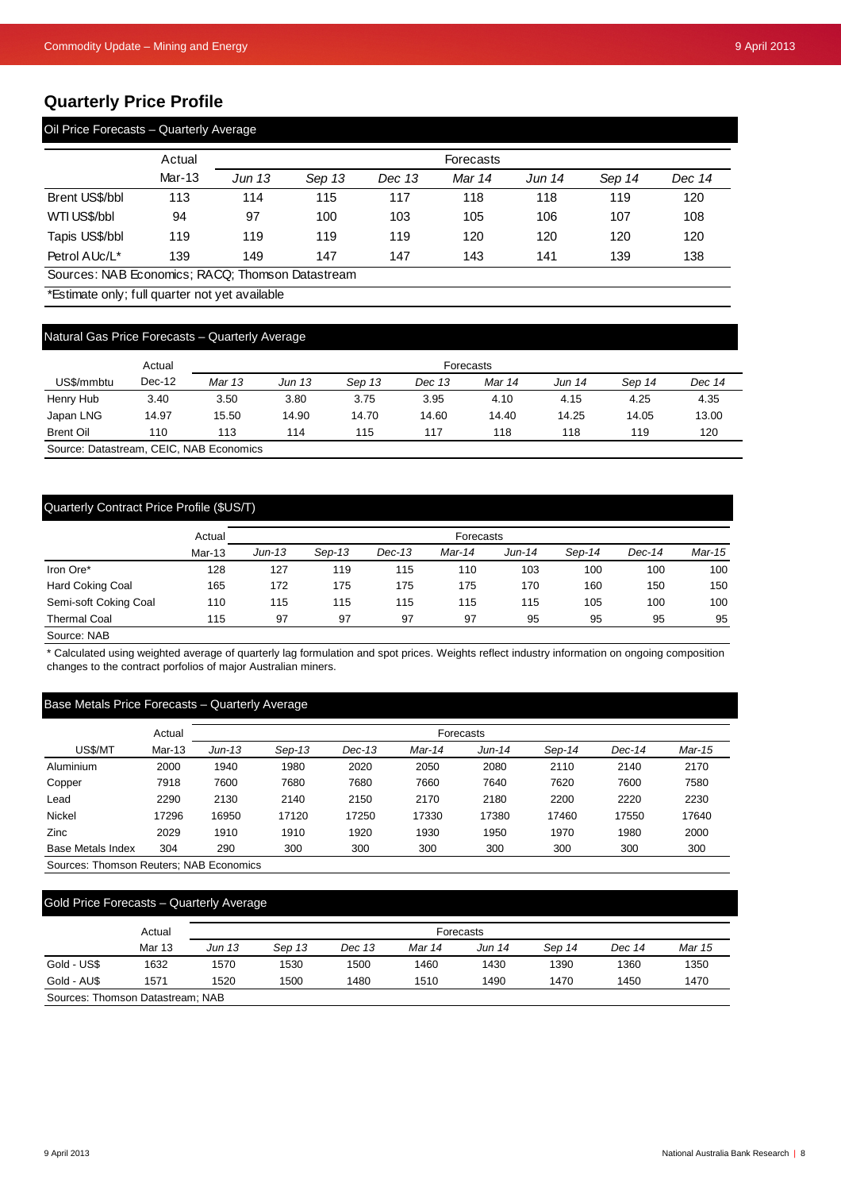## Quarterly Price Profile

### Oil Price Forecasts – Quarterly Average

| | Actual | Forecasts | | | | | | |
|---|---|---|---|---|---|---|---|---|
| | Mar-13 | *Jun 13* | *Sep 13* | *Dec 13* | *Mar 14* | *Jun 14* | *Sep 14* | *Dec 14* |
| Brent US$/bbl | 113 | 114 | 115 | 117 | 118 | 118 | 119 | 120 |
| WTI US$/bbl | 94 | 97 | 100 | 103 | 105 | 106 | 107 | 108 |
| Tapis US$/bbl | 119 | 119 | 119 | 119 | 120 | 120 | 120 | 120 |
| Petrol AUc/L* | 139 | 149 | 147 | 147 | 143 | 141 | 139 | 138 |

Sources: NAB Economics; RACQ; Thomson Datastream

*Estimate only; full quarter not yet available

### Natural Gas Price Forecasts – Quarterly Average

| US$/mmbtu | Actual | Forecasts | | | | | | | |
|---|---|---|---|---|---|---|---|---|---|
| | Dec-12 | *Mar 13* | *Jun 13* | *Sep 13* | *Dec 13* | *Mar 14* | *Jun 14* | *Sep 14* | *Dec 14* |
| Henry Hub | 3.40 | 3.50 | 3.80 | 3.75 | 3.95 | 4.10 | 4.15 | 4.25 | 4.35 |
| Japan LNG | 14.97 | 15.50 | 14.90 | 14.70 | 14.60 | 14.40 | 14.25 | 14.05 | 13.00 |
| Brent Oil | 110 | 113 | 114 | 115 | 117 | 118 | 118 | 119 | 120 |

Source: Datastream, CEIC, NAB Economics

### Quarterly Contract Price Profile ($US/T)

| | Actual | Forecasts | | | | | | | |
|---|---|---|---|---|---|---|---|---|---|
| | Mar-13 | *Jun-13* | *Sep-13* | *Dec-13* | *Mar-14* | *Jun-14* | *Sep-14* | *Dec-14* | *Mar-15* |
| Iron Ore* | 128 | 127 | 119 | 115 | 110 | 103 | 100 | 100 | 100 |
| Hard Coking Coal | 165 | 172 | 175 | 175 | 175 | 170 | 160 | 150 | 150 |
| Semi-soft Coking Coal | 110 | 115 | 115 | 115 | 115 | 115 | 105 | 100 | 100 |
| Thermal Coal | 115 | 97 | 97 | 97 | 97 | 95 | 95 | 95 | 95 |

Source: NAB

* Calculated using weighted average of quarterly lag formulation and spot prices. Weights reflect industry information on ongoing composition changes to the contract porfolios of major Australian miners.

### Base Metals Price Forecasts – Quarterly Average

| US$/MT | Actual | Forecasts | | | | | | | |
|---|---|---|---|---|---|---|---|---|---|
| | Mar-13 | *Jun-13* | *Sep-13* | *Dec-13* | *Mar-14* | *Jun-14* | *Sep-14* | *Dec-14* | *Mar-15* |
| Aluminium | 2000 | 1940 | 1980 | 2020 | 2050 | 2080 | 2110 | 2140 | 2170 |
| Copper | 7918 | 7600 | 7680 | 7680 | 7660 | 7640 | 7620 | 7600 | 7580 |
| Lead | 2290 | 2130 | 2140 | 2150 | 2170 | 2180 | 2200 | 2220 | 2230 |
| Nickel | 17296 | 16950 | 17120 | 17250 | 17330 | 17380 | 17460 | 17550 | 17640 |
| Zinc | 2029 | 1910 | 1910 | 1920 | 1930 | 1950 | 1970 | 1980 | 2000 |
| Base Metals Index | 304 | 290 | 300 | 300 | 300 | 300 | 300 | 300 | 300 |

Sources: Thomson Reuters; NAB Economics

### Gold Price Forecasts – Quarterly Average

| | Actual | Forecasts | | | | | | | |
|---|---|---|---|---|---|---|---|---|---|
| | Mar 13 | *Jun 13* | *Sep 13* | *Dec 13* | *Mar 14* | *Jun 14* | *Sep 14* | *Dec 14* | *Mar 15* |
| Gold - US$ | 1632 | 1570 | 1530 | 1500 | 1460 | 1430 | 1390 | 1360 | 1350 |
| Gold - AU$ | 1571 | 1520 | 1500 | 1480 | 1510 | 1490 | 1470 | 1450 | 1470 |

Sources: Thomson Datastream; NAB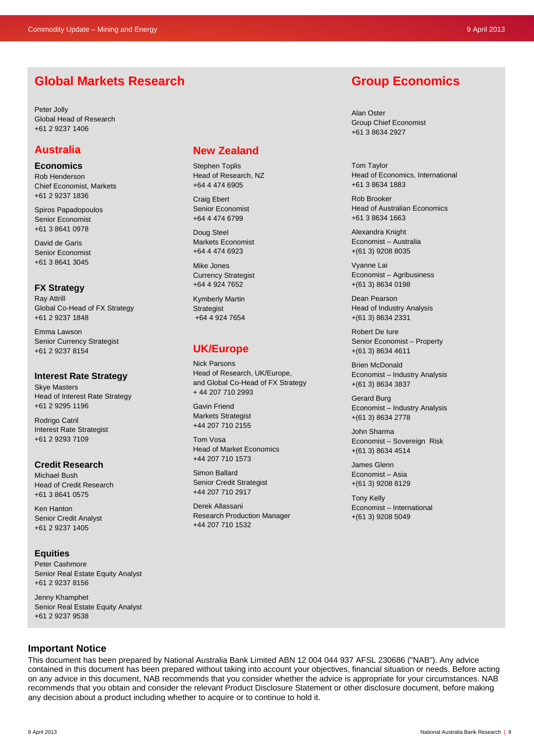# Global Markets Research

Peter Jolly
Global Head of Research
+61 2 9237 1406

## Australia

### Economics

Rob Henderson
Chief Economist, Markets
+61 2 9237 1836

Spiros Papadopoulos
Senior Economist
+61 3 8641 0978

David de Garis
Senior Economist
+61 3 8641 3045

### FX Strategy

Ray Attrill
Global Co-Head of FX Strategy
+61 2 9237 1848

Emma Lawson
Senior Currency Strategist
+61 2 9237 8154

### Interest Rate Strategy

Skye Masters
Head of Interest Rate Strategy
+61 2 9295 1196

Rodrigo Catril
Interest Rate Strategist
+61 2 9293 7109

### Credit Research

Michael Bush
Head of Credit Research
+61 3 8641 0575

Ken Hanton
Senior Credit Analyst
+61 2 9237 1405

### Equities

Peter Cashmore
Senior Real Estate Equity Analyst
+61 2 9237 8156

Jenny Khamphet
Senior Real Estate Equity Analyst
+61 2 9237 9538

## New Zealand

Stephen Toplis
Head of Research, NZ
+64 4 474 6905

Craig Ebert
Senior Economist
+64 4 474 6799

Doug Steel
Markets Economist
+64 4 474 6923

Mike Jones
Currency Strategist
+64 4 924 7652

Kymberly Martin
Strategist
+64 4 924 7654

## UK/Europe

Nick Parsons
Head of Research, UK/Europe,
and Global Co-Head of FX Strategy
+ 44 207 710 2993

Gavin Friend
Markets Strategist
+44 207 710 2155

Tom Vosa
Head of Market Economics
+44 207 710 1573

Simon Ballard
Senior Credit Strategist
+44 207 710 2917

Derek Allassani
Research Production Manager
+44 207 710 1532

# Group Economics

Alan Oster
Group Chief Economist
+61 3 8634 2927

Tom Taylor
Head of Economics, International
+61 3 8634 1883

Rob Brooker
Head of Australian Economics
+61 3 8634 1663

Alexandra Knight
Economist – Australia
+(61 3) 9208 8035

Vyanne Lai
Economist – Agribusiness
+(61 3) 8634 0198

Dean Pearson
Head of Industry Analysis
+(61 3) 8634 2331

Robert De Iure
Senior Economist – Property
+(61 3) 8634 4611

Brien McDonald
Economist – Industry Analysis
+(61 3) 8634 3837

Gerard Burg
Economist – Industry Analysis
+(61 3) 8634 2778

John Sharma
Economist – Sovereign Risk
+(61 3) 8634 4514

James Glenn
Economist – Asia
+(61 3) 9208 8129

Tony Kelly
Economist – International
+(61 3) 9208 5049

## Important Notice

This document has been prepared by National Australia Bank Limited ABN 12 004 044 937 AFSL 230686 ("NAB"). Any advice contained in this document has been prepared without taking into account your objectives, financial situation or needs. Before acting on any advice in this document, NAB recommends that you consider whether the advice is appropriate for your circumstances. NAB recommends that you obtain and consider the relevant Product Disclosure Statement or other disclosure document, before making any decision about a product including whether to acquire or to continue to hold it.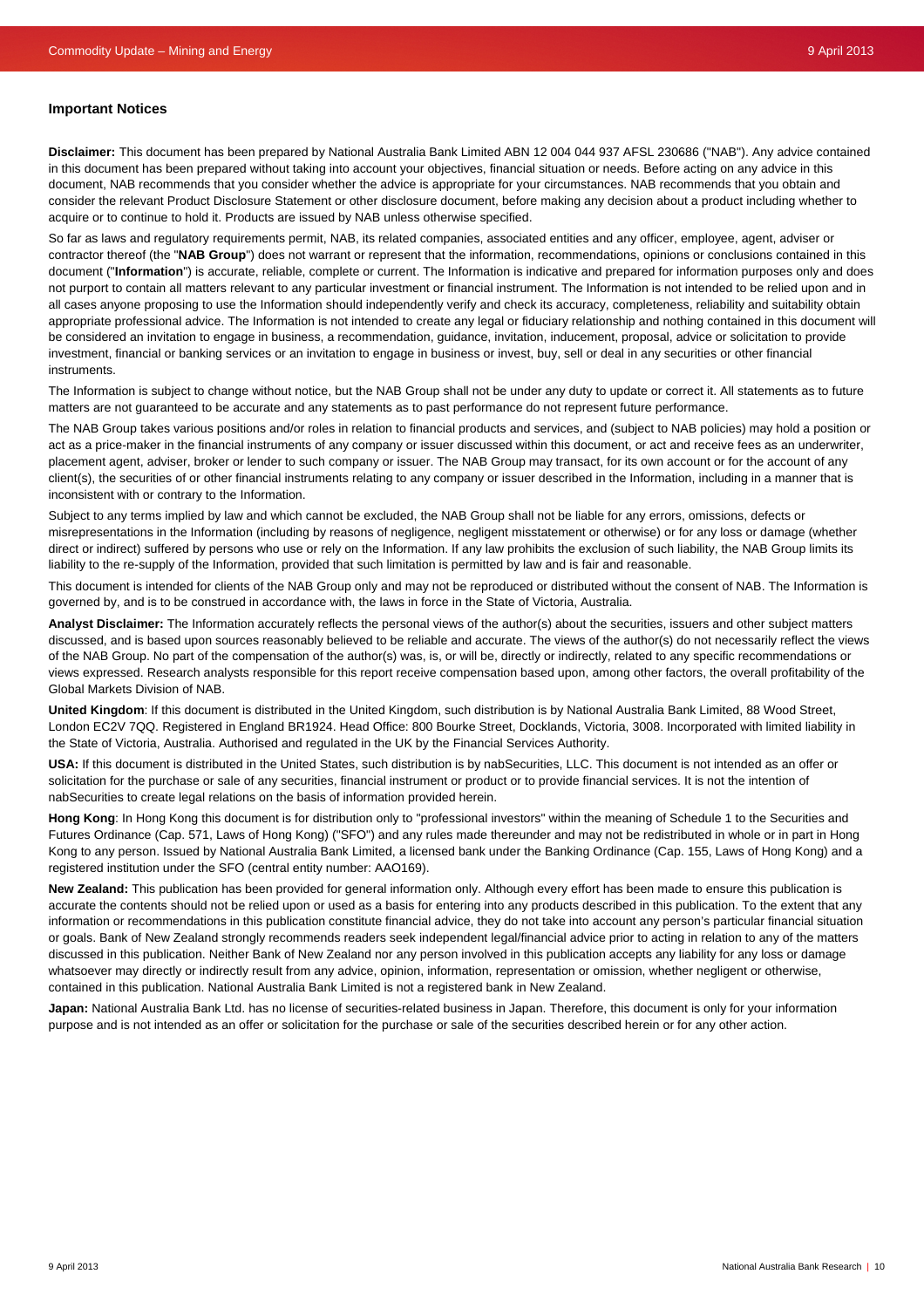## Important Notices

**Disclaimer:** This document has been prepared by National Australia Bank Limited ABN 12 004 044 937 AFSL 230686 ("NAB"). Any advice contained in this document has been prepared without taking into account your objectives, financial situation or needs. Before acting on any advice in this document, NAB recommends that you consider whether the advice is appropriate for your circumstances. NAB recommends that you obtain and consider the relevant Product Disclosure Statement or other disclosure document, before making any decision about a product including whether to acquire or to continue to hold it. Products are issued by NAB unless otherwise specified.

So far as laws and regulatory requirements permit, NAB, its related companies, associated entities and any officer, employee, agent, adviser or contractor thereof (the "**NAB Group**") does not warrant or represent that the information, recommendations, opinions or conclusions contained in this document ("**Information**") is accurate, reliable, complete or current. The Information is indicative and prepared for information purposes only and does not purport to contain all matters relevant to any particular investment or financial instrument. The Information is not intended to be relied upon and in all cases anyone proposing to use the Information should independently verify and check its accuracy, completeness, reliability and suitability obtain appropriate professional advice. The Information is not intended to create any legal or fiduciary relationship and nothing contained in this document will be considered an invitation to engage in business, a recommendation, guidance, invitation, inducement, proposal, advice or solicitation to provide investment, financial or banking services or an invitation to engage in business or invest, buy, sell or deal in any securities or other financial instruments.

The Information is subject to change without notice, but the NAB Group shall not be under any duty to update or correct it. All statements as to future matters are not guaranteed to be accurate and any statements as to past performance do not represent future performance.

The NAB Group takes various positions and/or roles in relation to financial products and services, and (subject to NAB policies) may hold a position or act as a price-maker in the financial instruments of any company or issuer discussed within this document, or act and receive fees as an underwriter, placement agent, adviser, broker or lender to such company or issuer. The NAB Group may transact, for its own account or for the account of any client(s), the securities of or other financial instruments relating to any company or issuer described in the Information, including in a manner that is inconsistent with or contrary to the Information.

Subject to any terms implied by law and which cannot be excluded, the NAB Group shall not be liable for any errors, omissions, defects or misrepresentations in the Information (including by reasons of negligence, negligent misstatement or otherwise) or for any loss or damage (whether direct or indirect) suffered by persons who use or rely on the Information. If any law prohibits the exclusion of such liability, the NAB Group limits its liability to the re-supply of the Information, provided that such limitation is permitted by law and is fair and reasonable.

This document is intended for clients of the NAB Group only and may not be reproduced or distributed without the consent of NAB. The Information is governed by, and is to be construed in accordance with, the laws in force in the State of Victoria, Australia.

**Analyst Disclaimer:** The Information accurately reflects the personal views of the author(s) about the securities, issuers and other subject matters discussed, and is based upon sources reasonably believed to be reliable and accurate. The views of the author(s) do not necessarily reflect the views of the NAB Group. No part of the compensation of the author(s) was, is, or will be, directly or indirectly, related to any specific recommendations or views expressed. Research analysts responsible for this report receive compensation based upon, among other factors, the overall profitability of the Global Markets Division of NAB.

**United Kingdom**: If this document is distributed in the United Kingdom, such distribution is by National Australia Bank Limited, 88 Wood Street, London EC2V 7QQ. Registered in England BR1924. Head Office: 800 Bourke Street, Docklands, Victoria, 3008. Incorporated with limited liability in the State of Victoria, Australia. Authorised and regulated in the UK by the Financial Services Authority.

**USA:** If this document is distributed in the United States, such distribution is by nabSecurities, LLC. This document is not intended as an offer or solicitation for the purchase or sale of any securities, financial instrument or product or to provide financial services. It is not the intention of nabSecurities to create legal relations on the basis of information provided herein.

**Hong Kong**: In Hong Kong this document is for distribution only to "professional investors" within the meaning of Schedule 1 to the Securities and Futures Ordinance (Cap. 571, Laws of Hong Kong) ("SFO") and any rules made thereunder and may not be redistributed in whole or in part in Hong Kong to any person. Issued by National Australia Bank Limited, a licensed bank under the Banking Ordinance (Cap. 155, Laws of Hong Kong) and a registered institution under the SFO (central entity number: AAO169).

**New Zealand:** This publication has been provided for general information only. Although every effort has been made to ensure this publication is accurate the contents should not be relied upon or used as a basis for entering into any products described in this publication. To the extent that any information or recommendations in this publication constitute financial advice, they do not take into account any person's particular financial situation or goals. Bank of New Zealand strongly recommends readers seek independent legal/financial advice prior to acting in relation to any of the matters discussed in this publication. Neither Bank of New Zealand nor any person involved in this publication accepts any liability for any loss or damage whatsoever may directly or indirectly result from any advice, opinion, information, representation or omission, whether negligent or otherwise, contained in this publication. National Australia Bank Limited is not a registered bank in New Zealand.

**Japan:** National Australia Bank Ltd. has no license of securities-related business in Japan. Therefore, this document is only for your information purpose and is not intended as an offer or solicitation for the purchase or sale of the securities described herein or for any other action.